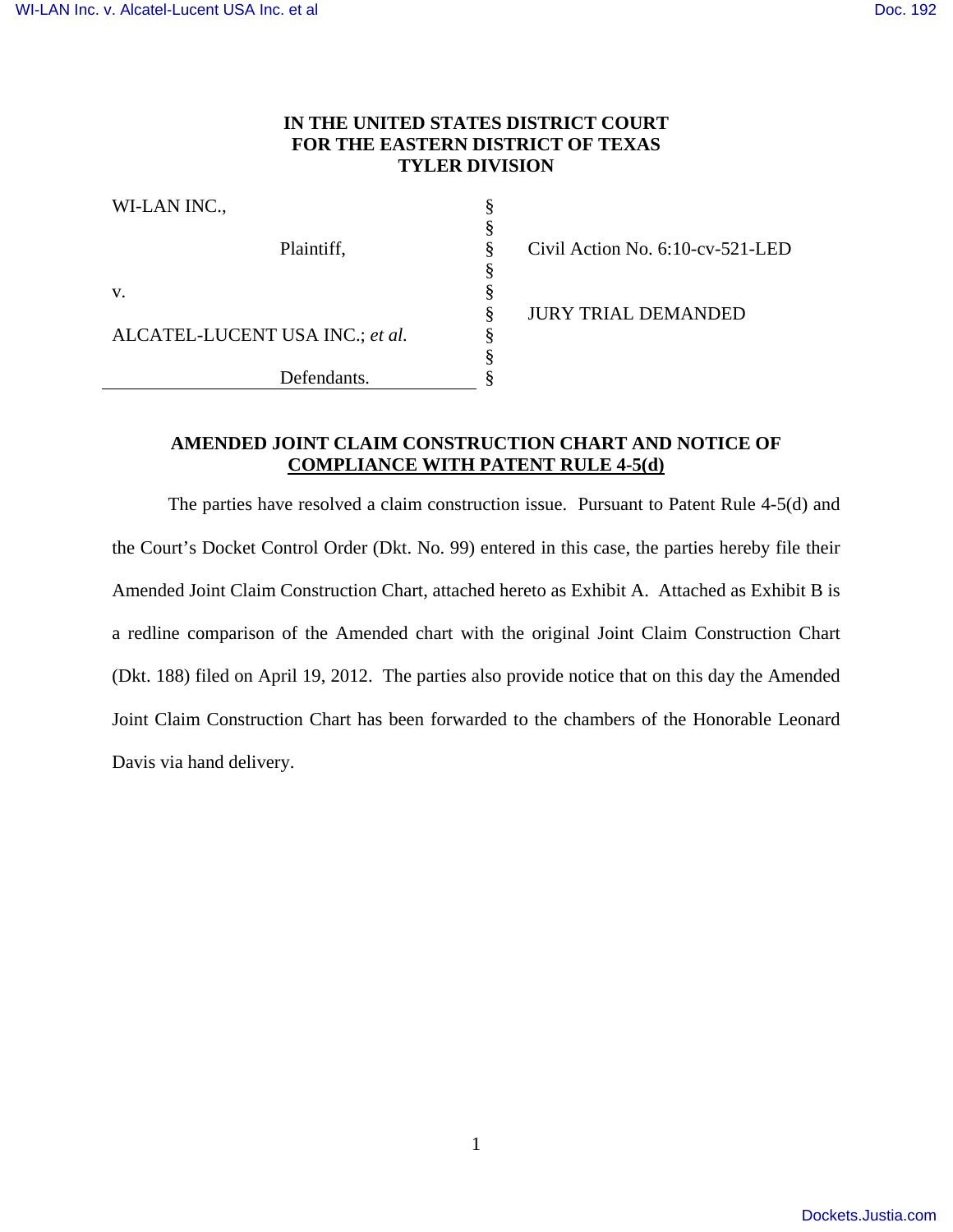**IN THE UNITED STATES DISTRICT COURT**
**FOR THE EASTERN DISTRICT OF TEXAS**
**TYLER DIVISION**

| | | |
|---|---|---|
| WI-LAN INC., | § | |
| | § | |
| Plaintiff, | § | Civil Action No. 6:10-cv-521-LED |
| | § | |
| v. | § | |
| | § | JURY TRIAL DEMANDED |
| ALCATEL-LUCENT USA INC.; *et al.* | § | |
| | § | |
| Defendants. | § | |

**AMENDED JOINT CLAIM CONSTRUCTION CHART AND NOTICE OF COMPLIANCE WITH PATENT RULE 4-5(d)**

The parties have resolved a claim construction issue. Pursuant to Patent Rule 4-5(d) and the Court's Docket Control Order (Dkt. No. 99) entered in this case, the parties hereby file their Amended Joint Claim Construction Chart, attached hereto as Exhibit A. Attached as Exhibit B is a redline comparison of the Amended chart with the original Joint Claim Construction Chart (Dkt. 188) filed on April 19, 2012. The parties also provide notice that on this day the Amended Joint Claim Construction Chart has been forwarded to the chambers of the Honorable Leonard Davis via hand delivery.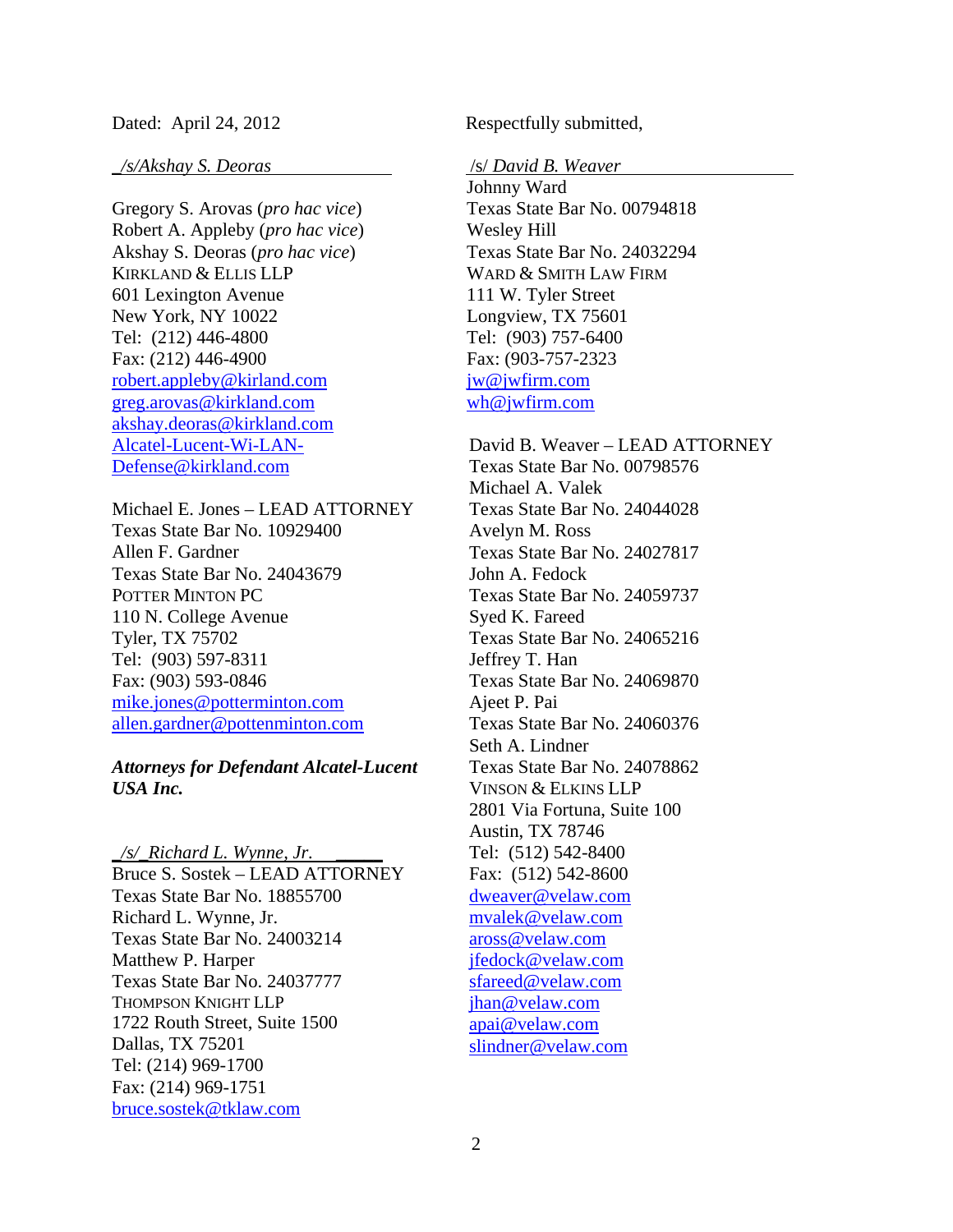Dated: April 24, 2012

*/s/Akshay S. Deoras*

Gregory S. Arovas (*pro hac vice*)
Robert A. Appleby (*pro hac vice*)
Akshay S. Deoras (*pro hac vice*)
KIRKLAND & ELLIS LLP
601 Lexington Avenue
New York, NY 10022
Tel: (212) 446-4800
Fax: (212) 446-4900
robert.appleby@kirland.com
greg.arovas@kirkland.com
akshay.deoras@kirkland.com
Alcatel-Lucent-Wi-LAN-Defense@kirkland.com

Michael E. Jones – LEAD ATTORNEY
Texas State Bar No. 10929400
Allen F. Gardner
Texas State Bar No. 24043679
POTTER MINTON PC
110 N. College Avenue
Tyler, TX 75702
Tel: (903) 597-8311
Fax: (903) 593-0846
mike.jones@potterminton.com
allen.gardner@pottenminton.com

***Attorneys for Defendant Alcatel-Lucent USA Inc.***

*/s/ Richard L. Wynne, Jr.*
Bruce S. Sostek – LEAD ATTORNEY
Texas State Bar No. 18855700
Richard L. Wynne, Jr.
Texas State Bar No. 24003214
Matthew P. Harper
Texas State Bar No. 24037777
THOMPSON KNIGHT LLP
1722 Routh Street, Suite 1500
Dallas, TX 75201
Tel: (214) 969-1700
Fax: (214) 969-1751
bruce.sostek@tklaw.com

Respectfully submitted,

/s/ *David B. Weaver*
Johnny Ward
Texas State Bar No. 00794818
Wesley Hill
Texas State Bar No. 24032294
WARD & SMITH LAW FIRM
111 W. Tyler Street
Longview, TX 75601
Tel: (903) 757-6400
Fax: (903-757-2323
jw@jwfirm.com
wh@jwfirm.com

David B. Weaver – LEAD ATTORNEY
Texas State Bar No. 00798576
Michael A. Valek
Texas State Bar No. 24044028
Avelyn M. Ross
Texas State Bar No. 24027817
John A. Fedock
Texas State Bar No. 24059737
Syed K. Fareed
Texas State Bar No. 24065216
Jeffrey T. Han
Texas State Bar No. 24069870
Ajeet P. Pai
Texas State Bar No. 24060376
Seth A. Lindner
Texas State Bar No. 24078862
VINSON & ELKINS LLP
2801 Via Fortuna, Suite 100
Austin, TX 78746
Tel: (512) 542-8400
Fax: (512) 542-8600
dweaver@velaw.com
mvalek@velaw.com
aross@velaw.com
jfedock@velaw.com
sfareed@velaw.com
jhan@velaw.com
apai@velaw.com
slindner@velaw.com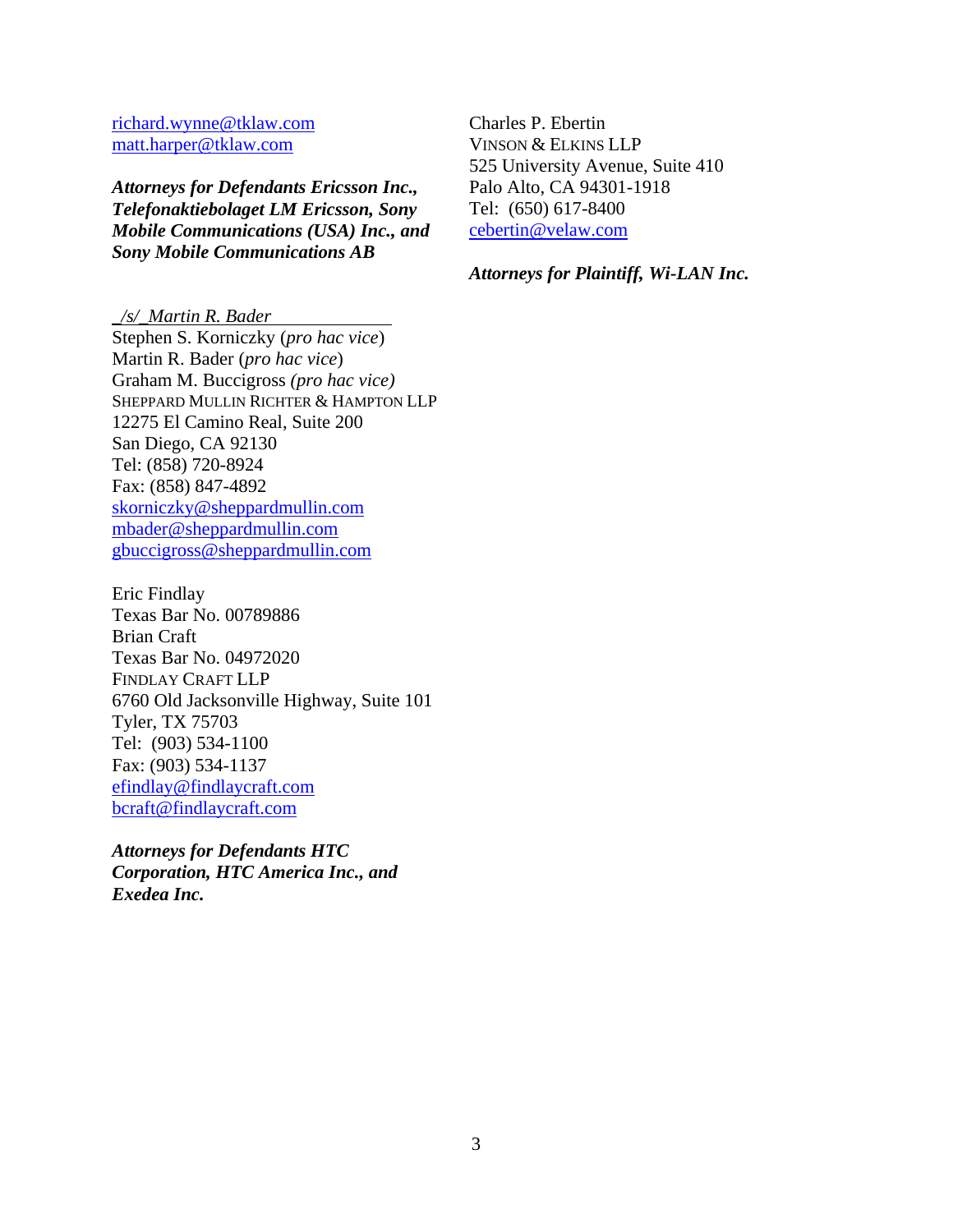richard.wynne@tklaw.com
matt.harper@tklaw.com

***Attorneys for Defendants Ericsson Inc., Telefonaktiebolaget LM Ericsson, Sony Mobile Communications (USA) Inc., and Sony Mobile Communications AB***

_/s/_Martin R. Bader
Stephen S. Korniczky (*pro hac vice*)
Martin R. Bader (*pro hac vice*)
Graham M. Buccigross *(pro hac vice)*
SHEPPARD MULLIN RICHTER & HAMPTON LLP
12275 El Camino Real, Suite 200
San Diego, CA 92130
Tel: (858) 720-8924
Fax: (858) 847-4892
skorniczky@sheppardmullin.com
mbader@sheppardmullin.com
gbuccigross@sheppardmullin.com

Eric Findlay
Texas Bar No. 00789886
Brian Craft
Texas Bar No. 04972020
FINDLAY CRAFT LLP
6760 Old Jacksonville Highway, Suite 101
Tyler, TX 75703
Tel: (903) 534-1100
Fax: (903) 534-1137
efindlay@findlaycraft.com
bcraft@findlaycraft.com

***Attorneys for Defendants HTC Corporation, HTC America Inc., and Exedea Inc.***

Charles P. Ebertin
VINSON & ELKINS LLP
525 University Avenue, Suite 410
Palo Alto, CA 94301-1918
Tel: (650) 617-8400
cebertin@velaw.com

***Attorneys for Plaintiff, Wi-LAN Inc.***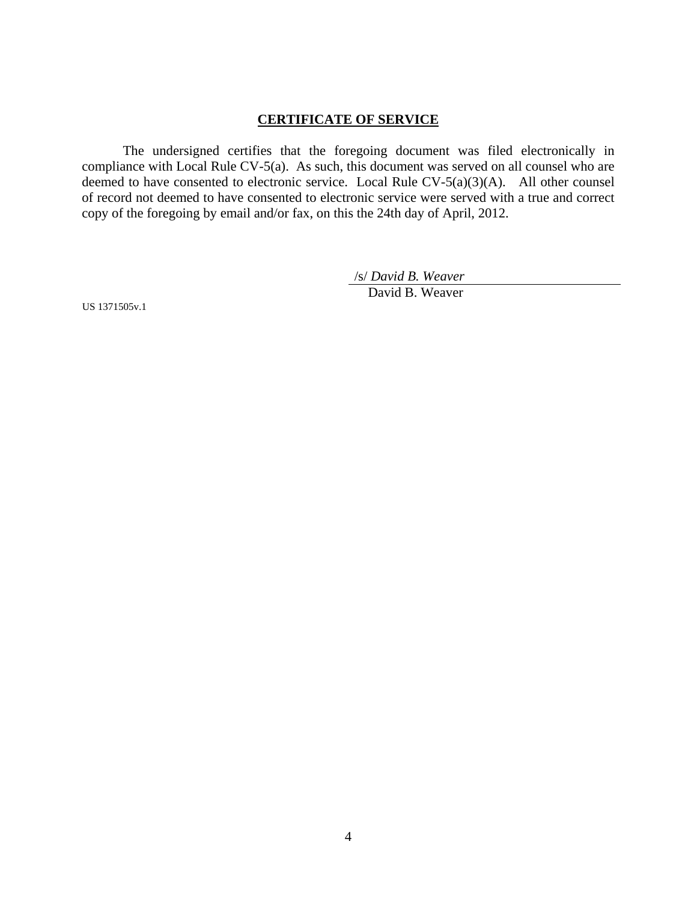**CERTIFICATE OF SERVICE**

The undersigned certifies that the foregoing document was filed electronically in compliance with Local Rule CV-5(a). As such, this document was served on all counsel who are deemed to have consented to electronic service. Local Rule CV-5(a)(3)(A). All other counsel of record not deemed to have consented to electronic service were served with a true and correct copy of the foregoing by email and/or fax, on this the 24th day of April, 2012.

/s/ *David B. Weaver*
David B. Weaver

US 1371505v.1